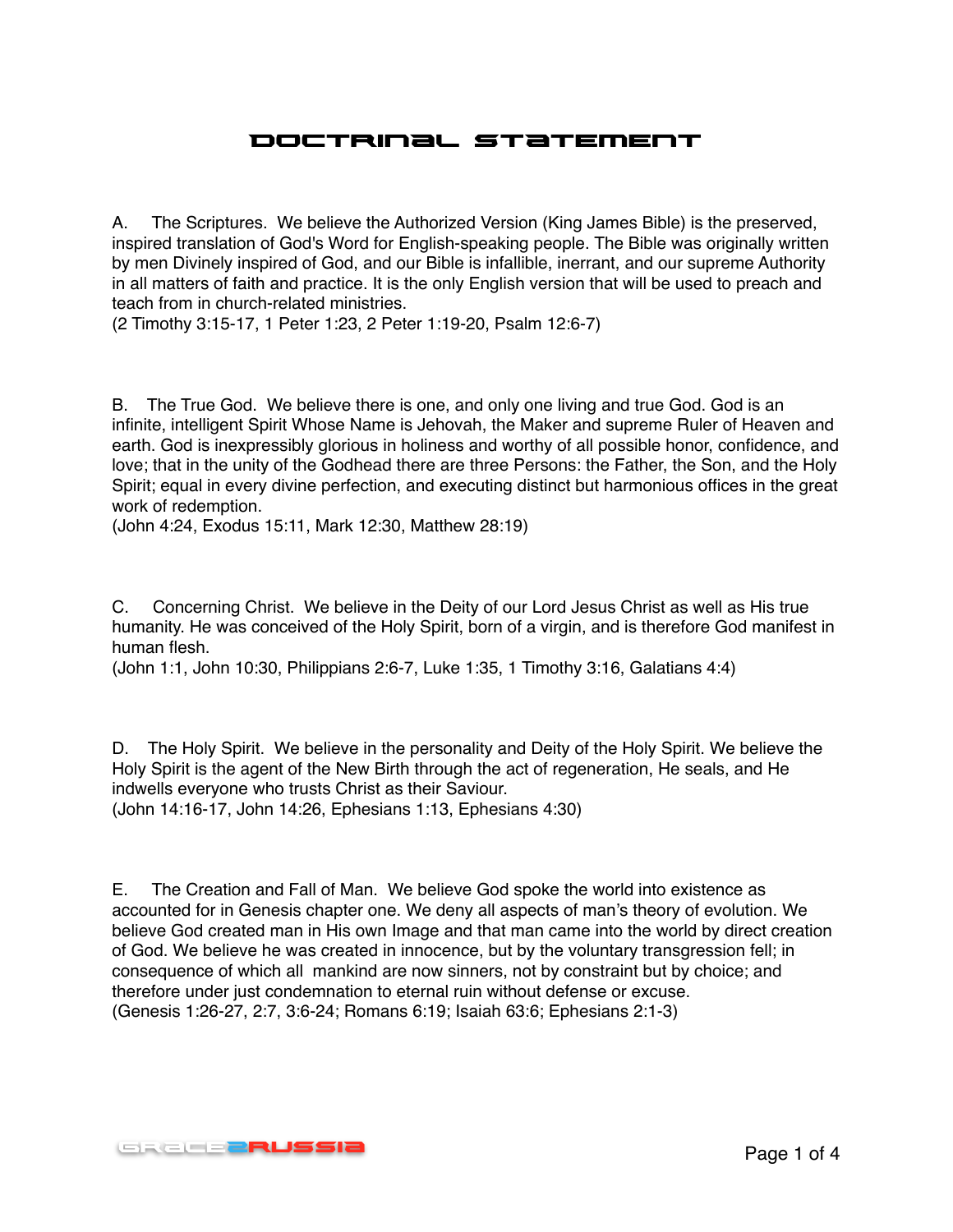# Doctrinal Statement

A. The Scriptures. We believe the Authorized Version (King James Bible) is the preserved, inspired translation of God's Word for English-speaking people. The Bible was originally written by men Divinely inspired of God, and our Bible is infallible, inerrant, and our supreme Authority in all matters of faith and practice. It is the only English version that will be used to preach and teach from in church-related ministries.
(2 Timothy 3:15-17, 1 Peter 1:23, 2 Peter 1:19-20, Psalm 12:6-7)

B. The True God. We believe there is one, and only one living and true God. God is an infinite, intelligent Spirit Whose Name is Jehovah, the Maker and supreme Ruler of Heaven and earth. God is inexpressibly glorious in holiness and worthy of all possible honor, confidence, and love; that in the unity of the Godhead there are three Persons: the Father, the Son, and the Holy Spirit; equal in every divine perfection, and executing distinct but harmonious offices in the great work of redemption.
(John 4:24, Exodus 15:11, Mark 12:30, Matthew 28:19)

C. Concerning Christ. We believe in the Deity of our Lord Jesus Christ as well as His true humanity. He was conceived of the Holy Spirit, born of a virgin, and is therefore God manifest in human flesh.
(John 1:1, John 10:30, Philippians 2:6-7, Luke 1:35, 1 Timothy 3:16, Galatians 4:4)

D. The Holy Spirit. We believe in the personality and Deity of the Holy Spirit. We believe the Holy Spirit is the agent of the New Birth through the act of regeneration, He seals, and He indwells everyone who trusts Christ as their Saviour.
(John 14:16-17, John 14:26, Ephesians 1:13, Ephesians 4:30)

E. The Creation and Fall of Man. We believe God spoke the world into existence as accounted for in Genesis chapter one. We deny all aspects of man's theory of evolution. We believe God created man in His own Image and that man came into the world by direct creation of God. We believe he was created in innocence, but by the voluntary transgression fell; in consequence of which all mankind are now sinners, not by constraint but by choice; and therefore under just condemnation to eternal ruin without defense or excuse.
(Genesis 1:26-27, 2:7, 3:6-24; Romans 6:19; Isaiah 63:6; Ephesians 2:1-3)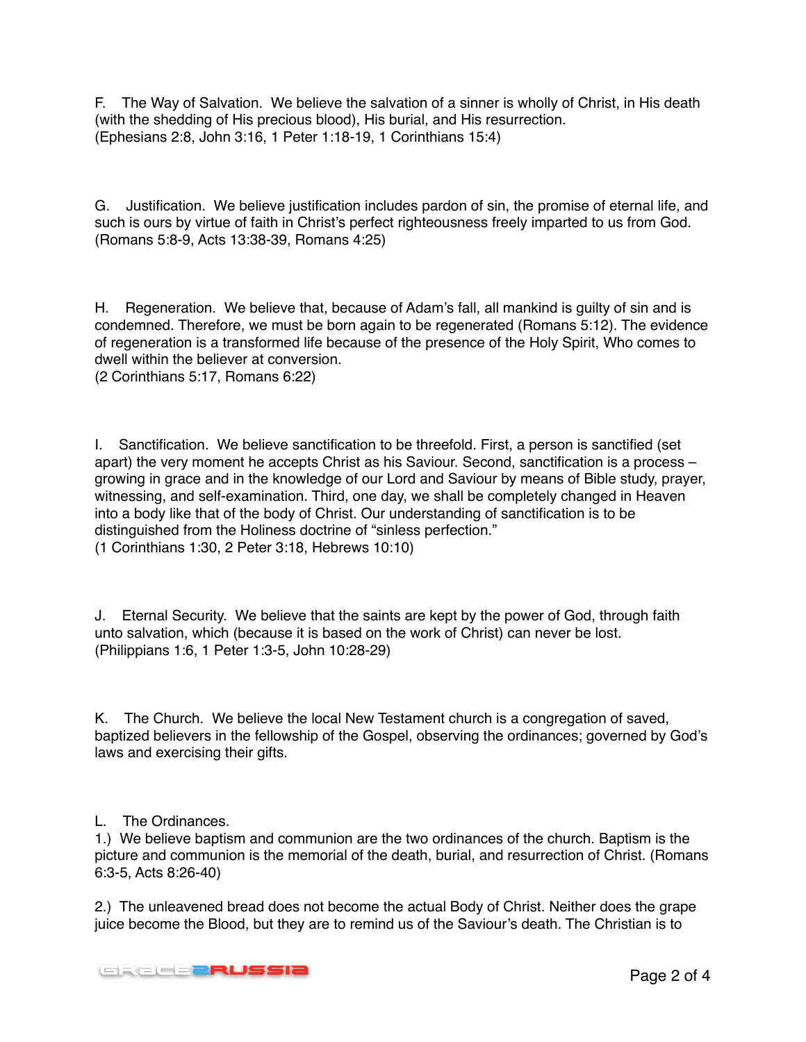F. The Way of Salvation. We believe the salvation of a sinner is wholly of Christ, in His death (with the shedding of His precious blood), His burial, and His resurrection.
(Ephesians 2:8, John 3:16, 1 Peter 1:18-19, 1 Corinthians 15:4)

G. Justification. We believe justification includes pardon of sin, the promise of eternal life, and such is ours by virtue of faith in Christ's perfect righteousness freely imparted to us from God. (Romans 5:8-9, Acts 13:38-39, Romans 4:25)

H. Regeneration. We believe that, because of Adam's fall, all mankind is guilty of sin and is condemned. Therefore, we must be born again to be regenerated (Romans 5:12). The evidence of regeneration is a transformed life because of the presence of the Holy Spirit, Who comes to dwell within the believer at conversion.
(2 Corinthians 5:17, Romans 6:22)

I. Sanctification. We believe sanctification to be threefold. First, a person is sanctified (set apart) the very moment he accepts Christ as his Saviour. Second, sanctification is a process – growing in grace and in the knowledge of our Lord and Saviour by means of Bible study, prayer, witnessing, and self-examination. Third, one day, we shall be completely changed in Heaven into a body like that of the body of Christ. Our understanding of sanctification is to be distinguished from the Holiness doctrine of "sinless perfection."
(1 Corinthians 1:30, 2 Peter 3:18, Hebrews 10:10)

J. Eternal Security. We believe that the saints are kept by the power of God, through faith unto salvation, which (because it is based on the work of Christ) can never be lost.
(Philippians 1:6, 1 Peter 1:3-5, John 10:28-29)

K. The Church. We believe the local New Testament church is a congregation of saved, baptized believers in the fellowship of the Gospel, observing the ordinances; governed by God's laws and exercising their gifts.

L. The Ordinances.
1.) We believe baptism and communion are the two ordinances of the church. Baptism is the picture and communion is the memorial of the death, burial, and resurrection of Christ. (Romans 6:3-5, Acts 8:26-40)

2.) The unleavened bread does not become the actual Body of Christ. Neither does the grape juice become the Blood, but they are to remind us of the Saviour's death. The Christian is to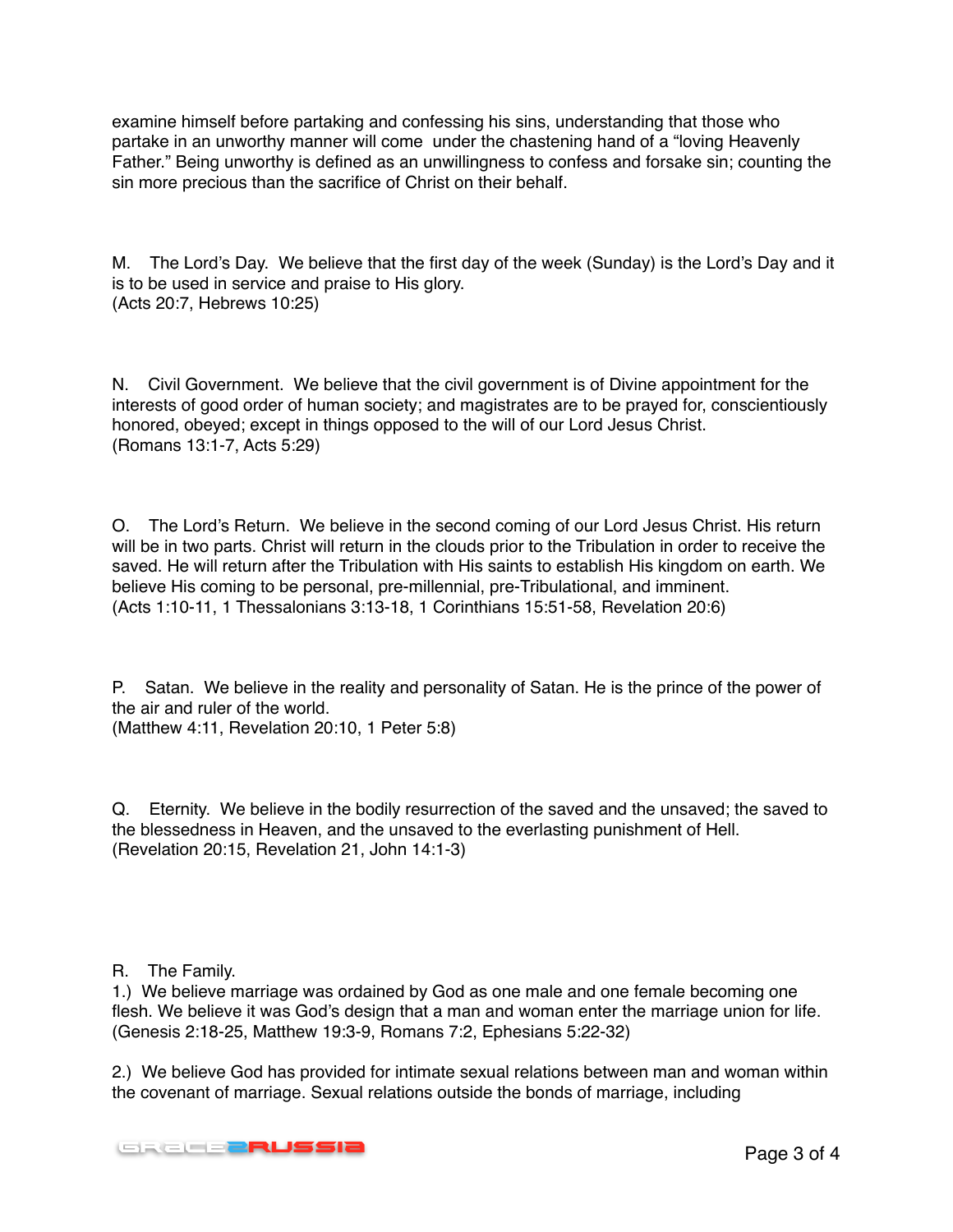examine himself before partaking and confessing his sins, understanding that those who partake in an unworthy manner will come under the chastening hand of a "loving Heavenly Father." Being unworthy is defined as an unwillingness to confess and forsake sin; counting the sin more precious than the sacrifice of Christ on their behalf.

M. The Lord's Day. We believe that the first day of the week (Sunday) is the Lord's Day and it is to be used in service and praise to His glory.
(Acts 20:7, Hebrews 10:25)

N. Civil Government. We believe that the civil government is of Divine appointment for the interests of good order of human society; and magistrates are to be prayed for, conscientiously honored, obeyed; except in things opposed to the will of our Lord Jesus Christ.
(Romans 13:1-7, Acts 5:29)

O. The Lord's Return. We believe in the second coming of our Lord Jesus Christ. His return will be in two parts. Christ will return in the clouds prior to the Tribulation in order to receive the saved. He will return after the Tribulation with His saints to establish His kingdom on earth. We believe His coming to be personal, pre-millennial, pre-Tribulational, and imminent.
(Acts 1:10-11, 1 Thessalonians 3:13-18, 1 Corinthians 15:51-58, Revelation 20:6)

P. Satan. We believe in the reality and personality of Satan. He is the prince of the power of the air and ruler of the world.
(Matthew 4:11, Revelation 20:10, 1 Peter 5:8)

Q. Eternity. We believe in the bodily resurrection of the saved and the unsaved; the saved to the blessedness in Heaven, and the unsaved to the everlasting punishment of Hell.
(Revelation 20:15, Revelation 21, John 14:1-3)

R. The Family.

1.) We believe marriage was ordained by God as one male and one female becoming one flesh. We believe it was God's design that a man and woman enter the marriage union for life.
(Genesis 2:18-25, Matthew 19:3-9, Romans 7:2, Ephesians 5:22-32)

2.) We believe God has provided for intimate sexual relations between man and woman within the covenant of marriage. Sexual relations outside the bonds of marriage, including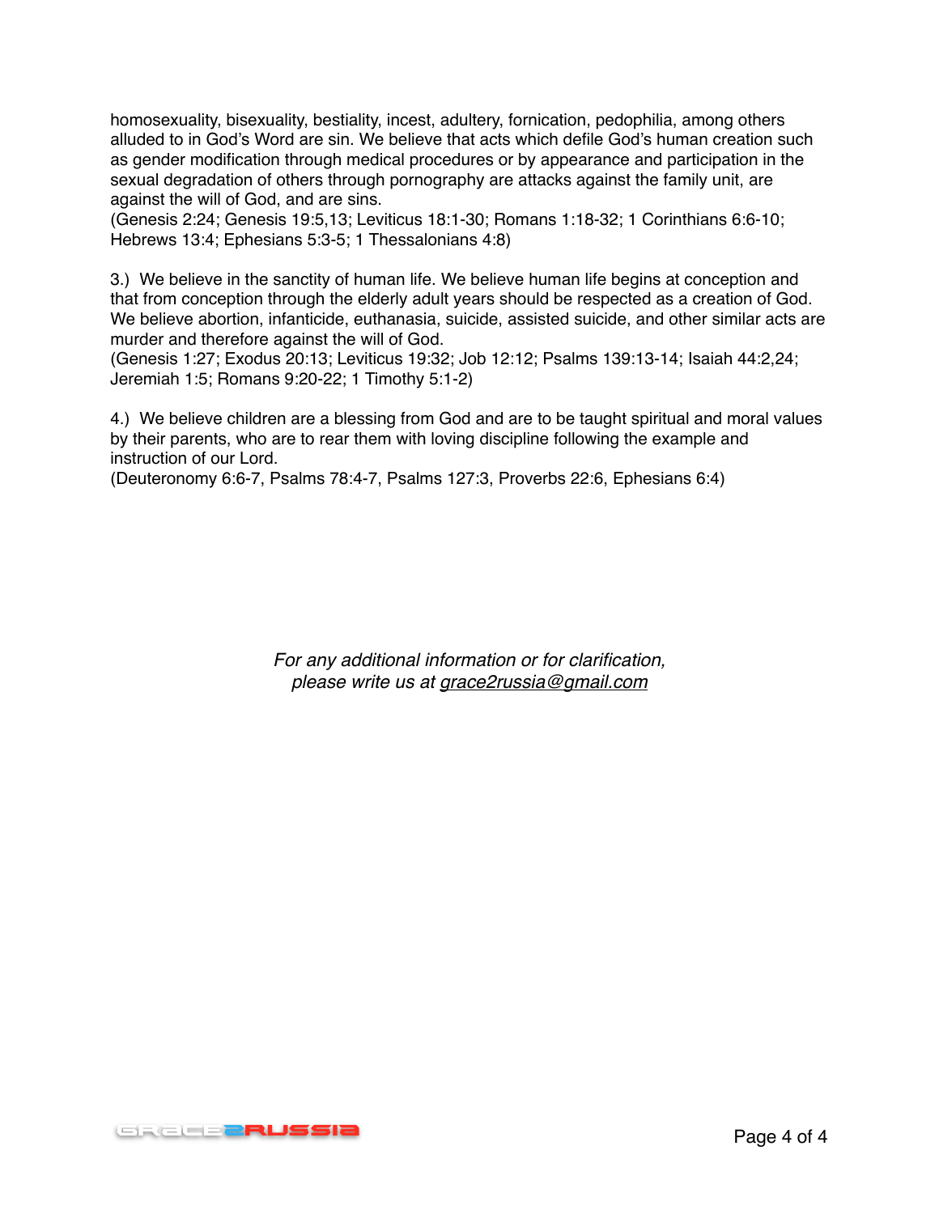homosexuality, bisexuality, bestiality, incest, adultery, fornication, pedophilia, among others alluded to in God's Word are sin. We believe that acts which defile God's human creation such as gender modification through medical procedures or by appearance and participation in the sexual degradation of others through pornography are attacks against the family unit, are against the will of God, and are sins.
(Genesis 2:24; Genesis 19:5,13; Leviticus 18:1-30; Romans 1:18-32; 1 Corinthians 6:6-10; Hebrews 13:4; Ephesians 5:3-5; 1 Thessalonians 4:8)

3.) We believe in the sanctity of human life. We believe human life begins at conception and that from conception through the elderly adult years should be respected as a creation of God. We believe abortion, infanticide, euthanasia, suicide, assisted suicide, and other similar acts are murder and therefore against the will of God.
(Genesis 1:27; Exodus 20:13; Leviticus 19:32; Job 12:12; Psalms 139:13-14; Isaiah 44:2,24; Jeremiah 1:5; Romans 9:20-22; 1 Timothy 5:1-2)

4.) We believe children are a blessing from God and are to be taught spiritual and moral values by their parents, who are to rear them with loving discipline following the example and instruction of our Lord.
(Deuteronomy 6:6-7, Psalms 78:4-7, Psalms 127:3, Proverbs 22:6, Ephesians 6:4)

*For any additional information or for clarification, please write us at grace2russia@gmail.com*